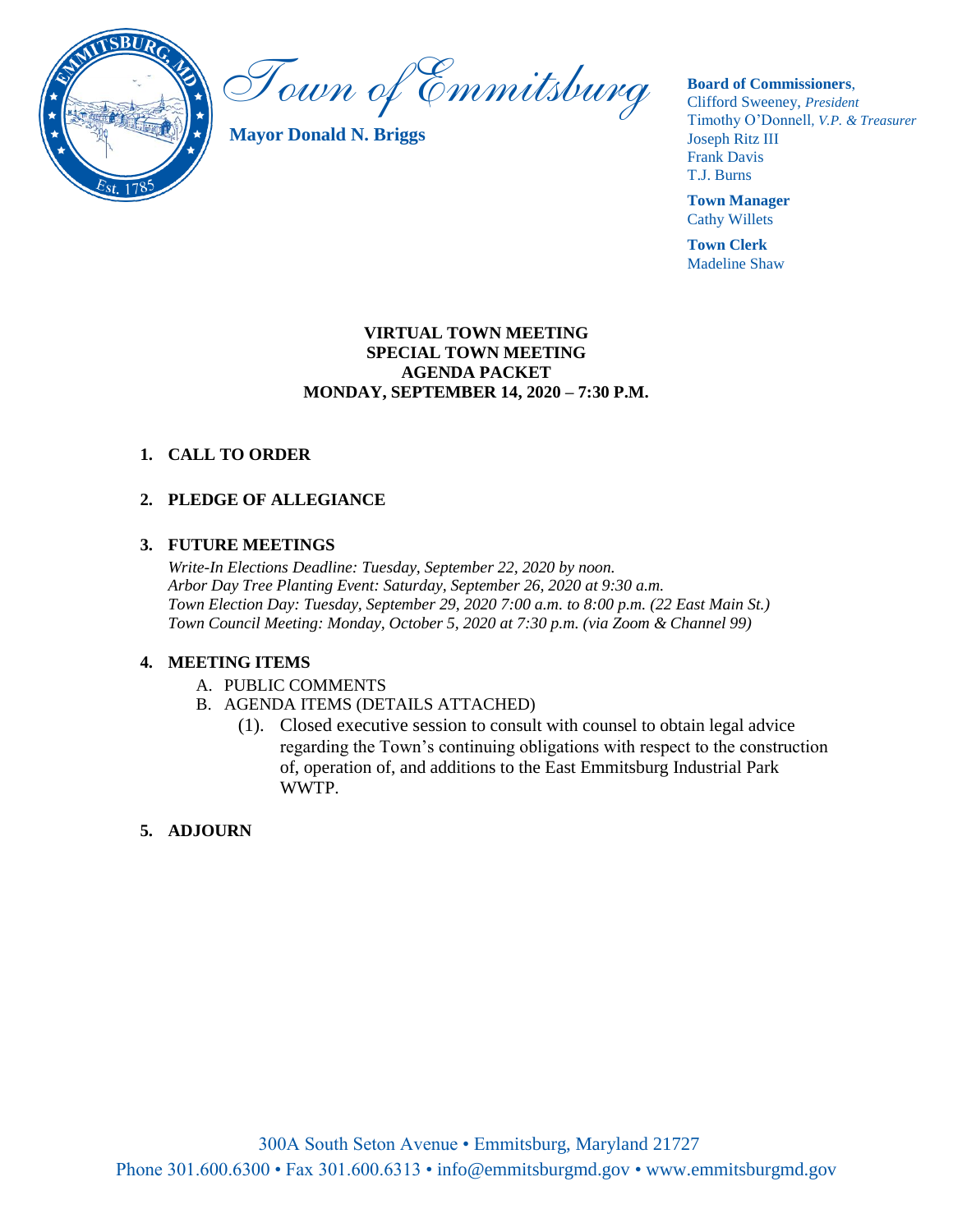# Town of Emmitsburg

**Mayor Donald N. Briggs**

**Board of Commissioners**,
Clifford Sweeney, *President*
Timothy O'Donnell, *V.P. & Treasurer*
Joseph Ritz III
Frank Davis
T.J. Burns

**Town Manager**
Cathy Willets

**Town Clerk**
Madeline Shaw

**VIRTUAL TOWN MEETING**
**SPECIAL TOWN MEETING**
**AGENDA PACKET**
**MONDAY, SEPTEMBER 14, 2020 – 7:30 P.M.**

1. **CALL TO ORDER**

2. **PLEDGE OF ALLEGIANCE**

3. **FUTURE MEETINGS**

   *Write-In Elections Deadline: Tuesday, September 22, 2020 by noon.*
   *Arbor Day Tree Planting Event: Saturday, September 26, 2020 at 9:30 a.m.*
   *Town Election Day: Tuesday, September 29, 2020 7:00 a.m. to 8:00 p.m. (22 East Main St.)*
   *Town Council Meeting: Monday, October 5, 2020 at 7:30 p.m. (via Zoom & Channel 99)*

4. **MEETING ITEMS**
   - A. PUBLIC COMMENTS
   - B. AGENDA ITEMS (DETAILS ATTACHED)
     - (1). Closed executive session to consult with counsel to obtain legal advice regarding the Town's continuing obligations with respect to the construction of, operation of, and additions to the East Emmitsburg Industrial Park WWTP.

5. **ADJOURN**

300A South Seton Avenue • Emmitsburg, Maryland 21727
Phone 301.600.6300 • Fax 301.600.6313 • info@emmitsburgmd.gov • www.emmitsburgmd.gov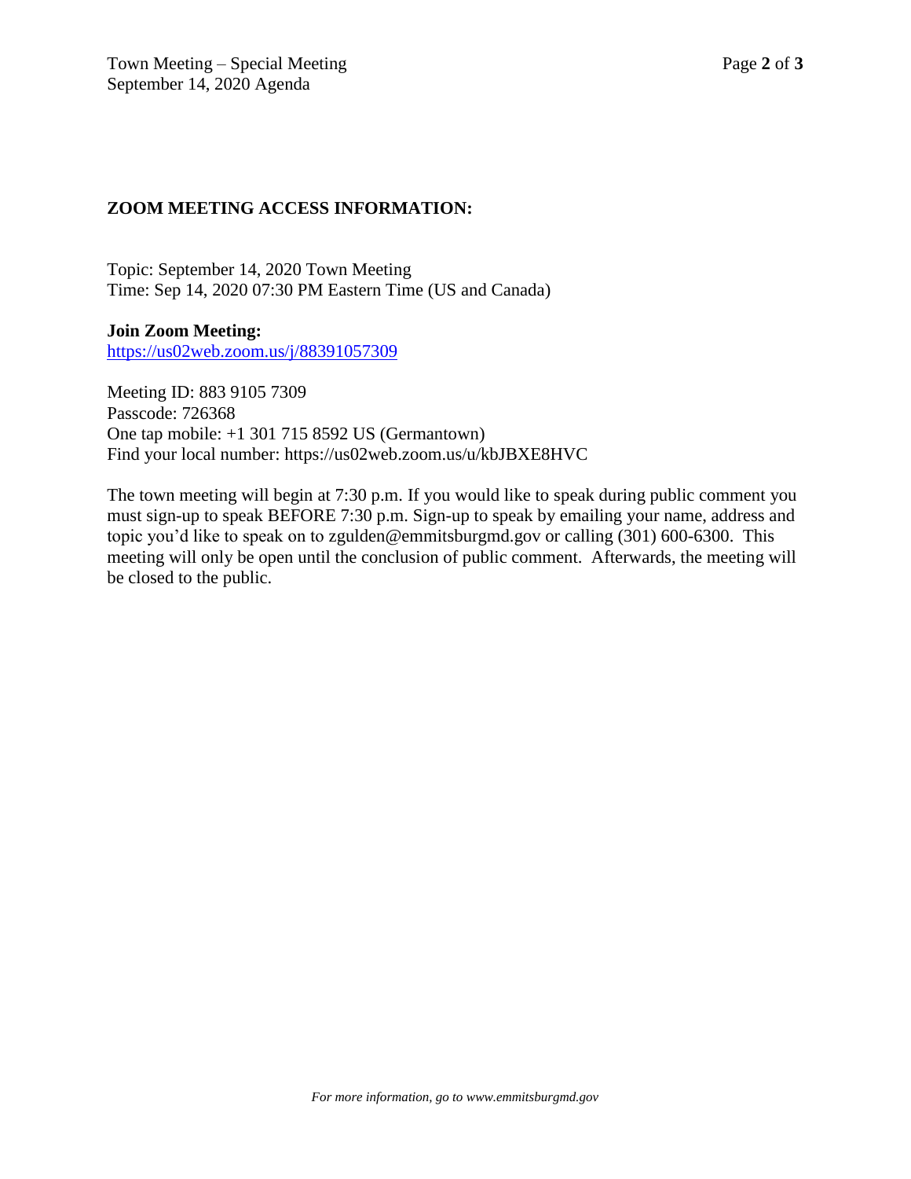**ZOOM MEETING ACCESS INFORMATION:**

Topic: September 14, 2020 Town Meeting
Time: Sep 14, 2020 07:30 PM Eastern Time (US and Canada)

**Join Zoom Meeting:**
https://us02web.zoom.us/j/88391057309

Meeting ID: 883 9105 7309
Passcode: 726368
One tap mobile: +1 301 715 8592 US (Germantown)
Find your local number: https://us02web.zoom.us/u/kbJBXE8HVC

The town meeting will begin at 7:30 p.m. If you would like to speak during public comment you must sign-up to speak BEFORE 7:30 p.m. Sign-up to speak by emailing your name, address and topic you'd like to speak on to zgulden@emmitsburgmd.gov or calling (301) 600-6300. This meeting will only be open until the conclusion of public comment. Afterwards, the meeting will be closed to the public.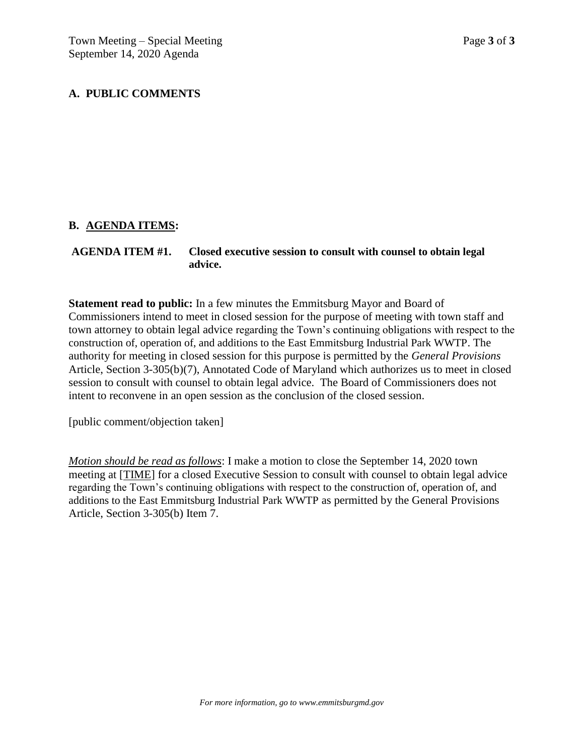## A. PUBLIC COMMENTS

## B. <u>AGENDA ITEMS</u>:

**AGENDA ITEM #1. Closed executive session to consult with counsel to obtain legal advice.**

**Statement read to public:** In a few minutes the Emmitsburg Mayor and Board of Commissioners intend to meet in closed session for the purpose of meeting with town staff and town attorney to obtain legal advice regarding the Town's continuing obligations with respect to the construction of, operation of, and additions to the East Emmitsburg Industrial Park WWTP. The authority for meeting in closed session for this purpose is permitted by the *General Provisions* Article, Section 3-305(b)(7), Annotated Code of Maryland which authorizes us to meet in closed session to consult with counsel to obtain legal advice. The Board of Commissioners does not intent to reconvene in an open session as the conclusion of the closed session.

[public comment/objection taken]

*<u>Motion should be read as follows</u>*: I make a motion to close the September 14, 2020 town meeting at [<u>TIME</u>] for a closed Executive Session to consult with counsel to obtain legal advice regarding the Town's continuing obligations with respect to the construction of, operation of, and additions to the East Emmitsburg Industrial Park WWTP as permitted by the General Provisions Article, Section 3-305(b) Item 7.